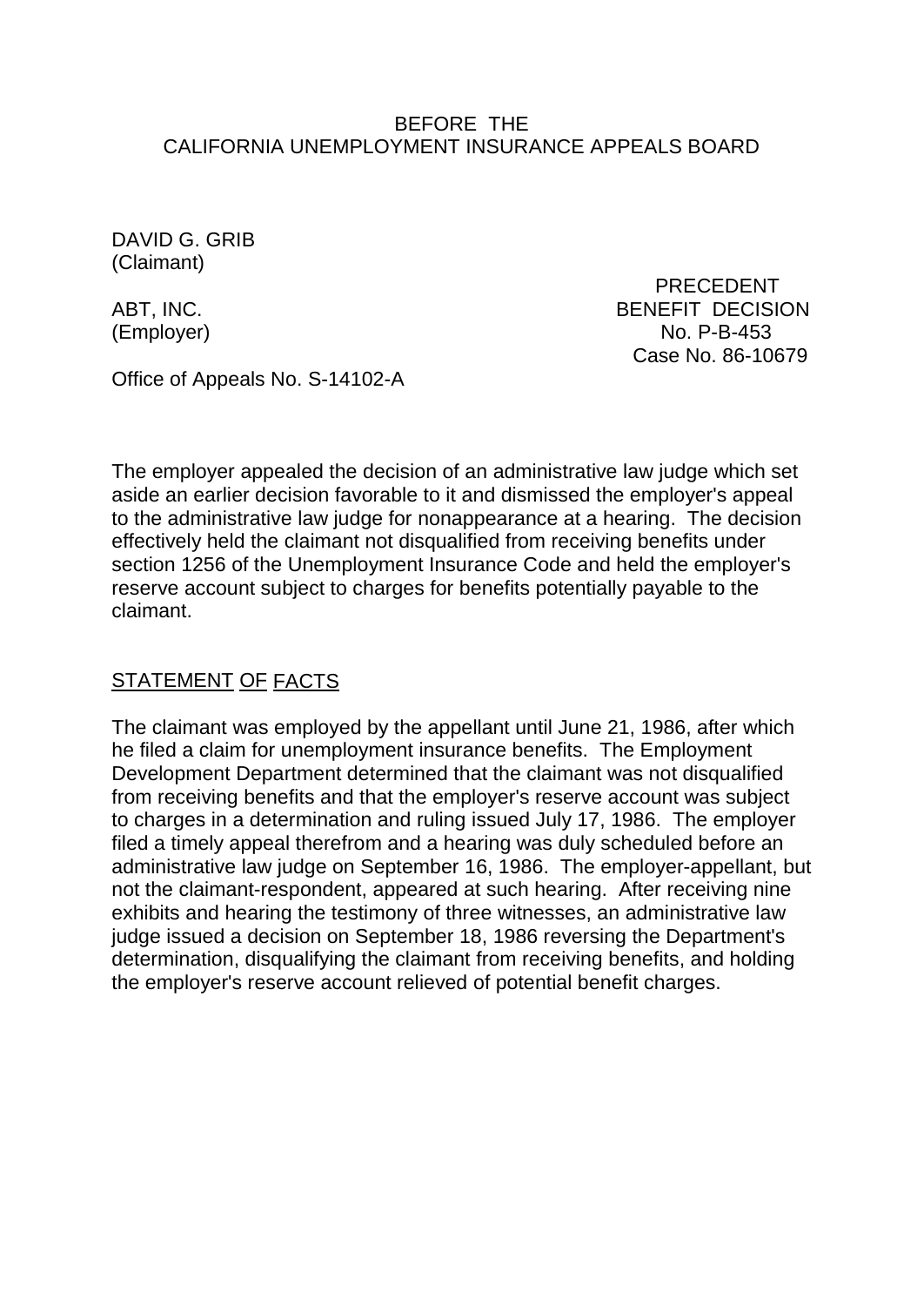BEFORE THE
CALIFORNIA UNEMPLOYMENT INSURANCE APPEALS BOARD

DAVID G. GRIB
(Claimant)

ABT, INC.
(Employer)

PRECEDENT
BENEFIT DECISION
No. P-B-453
Case No. 86-10679

Office of Appeals No. S-14102-A

The employer appealed the decision of an administrative law judge which set aside an earlier decision favorable to it and dismissed the employer's appeal to the administrative law judge for nonappearance at a hearing. The decision effectively held the claimant not disqualified from receiving benefits under section 1256 of the Unemployment Insurance Code and held the employer's reserve account subject to charges for benefits potentially payable to the claimant.

## STATEMENT OF FACTS

The claimant was employed by the appellant until June 21, 1986, after which he filed a claim for unemployment insurance benefits. The Employment Development Department determined that the claimant was not disqualified from receiving benefits and that the employer's reserve account was subject to charges in a determination and ruling issued July 17, 1986. The employer filed a timely appeal therefrom and a hearing was duly scheduled before an administrative law judge on September 16, 1986. The employer-appellant, but not the claimant-respondent, appeared at such hearing. After receiving nine exhibits and hearing the testimony of three witnesses, an administrative law judge issued a decision on September 18, 1986 reversing the Department's determination, disqualifying the claimant from receiving benefits, and holding the employer's reserve account relieved of potential benefit charges.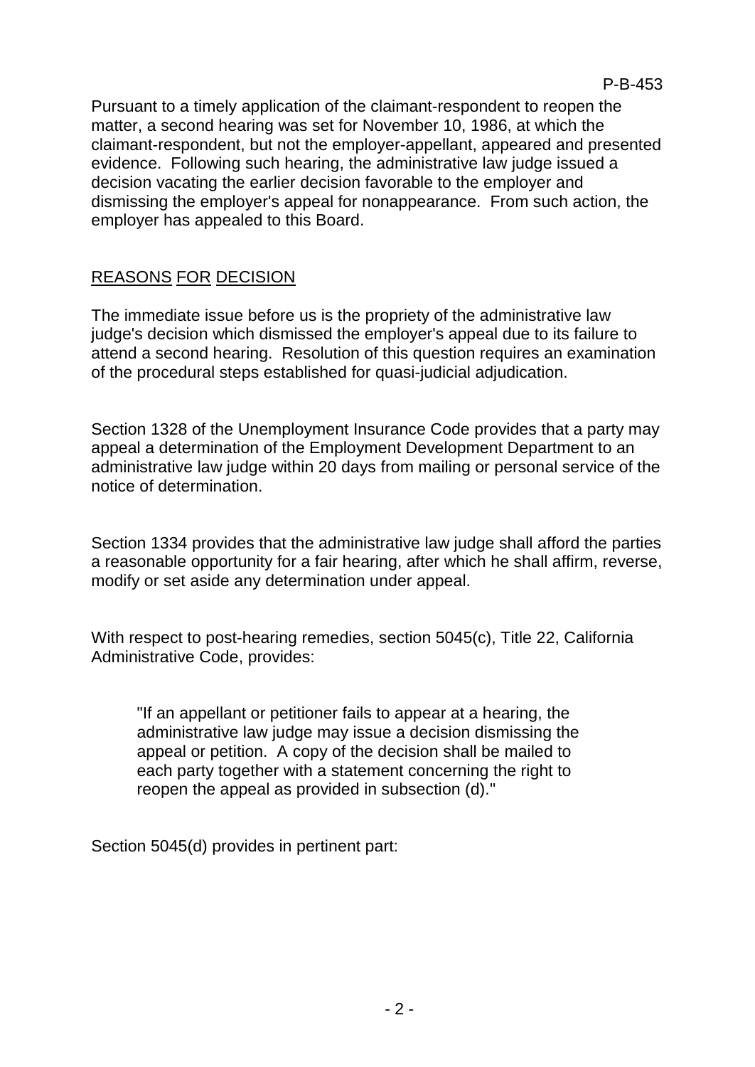Pursuant to a timely application of the claimant-respondent to reopen the matter, a second hearing was set for November 10, 1986, at which the claimant-respondent, but not the employer-appellant, appeared and presented evidence. Following such hearing, the administrative law judge issued a decision vacating the earlier decision favorable to the employer and dismissing the employer's appeal for nonappearance. From such action, the employer has appealed to this Board.

## REASONS FOR DECISION

The immediate issue before us is the propriety of the administrative law judge's decision which dismissed the employer's appeal due to its failure to attend a second hearing. Resolution of this question requires an examination of the procedural steps established for quasi-judicial adjudication.

Section 1328 of the Unemployment Insurance Code provides that a party may appeal a determination of the Employment Development Department to an administrative law judge within 20 days from mailing or personal service of the notice of determination.

Section 1334 provides that the administrative law judge shall afford the parties a reasonable opportunity for a fair hearing, after which he shall affirm, reverse, modify or set aside any determination under appeal.

With respect to post-hearing remedies, section 5045(c), Title 22, California Administrative Code, provides:

> "If an appellant or petitioner fails to appear at a hearing, the administrative law judge may issue a decision dismissing the appeal or petition. A copy of the decision shall be mailed to each party together with a statement concerning the right to reopen the appeal as provided in subsection (d)."

Section 5045(d) provides in pertinent part: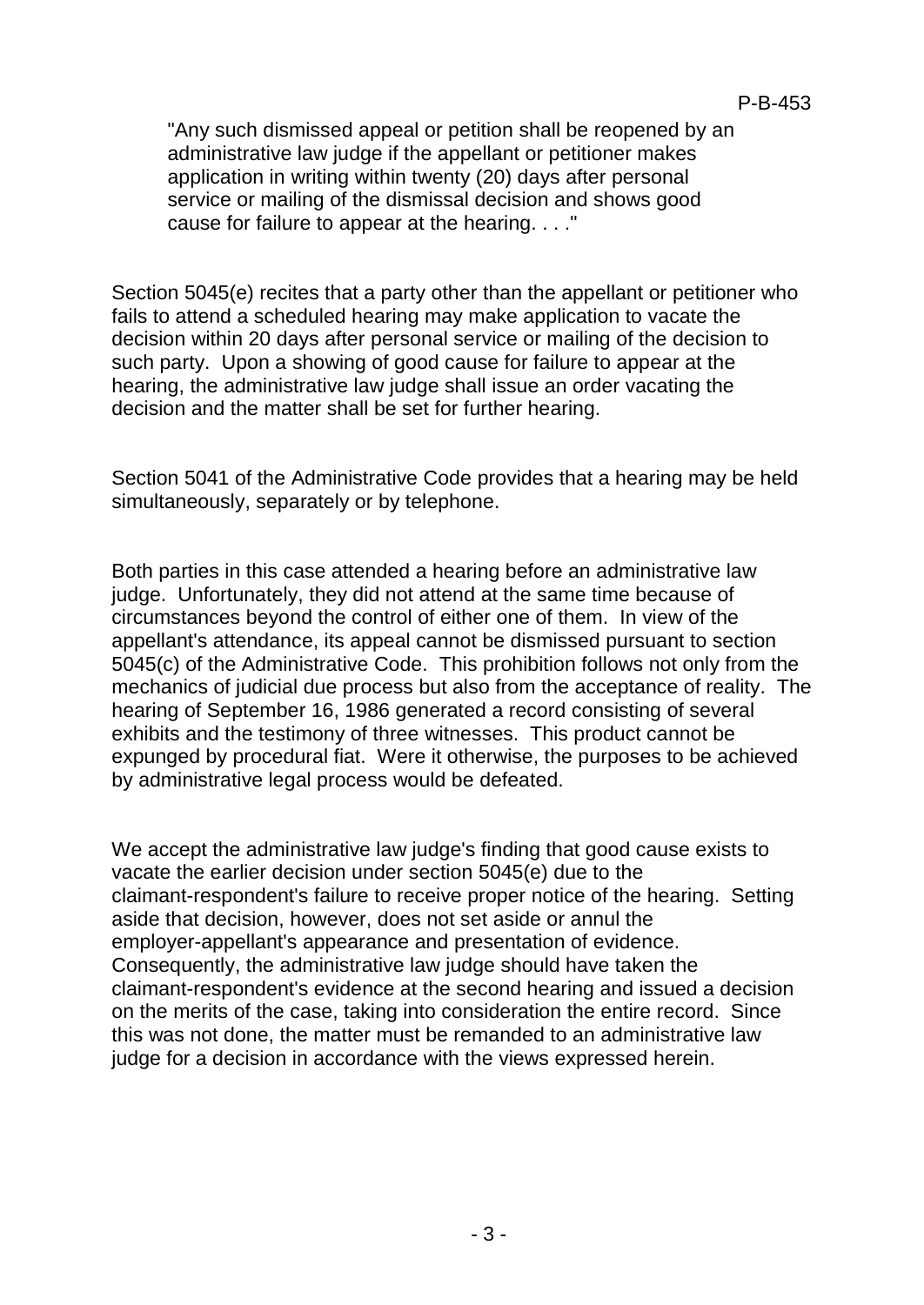> "Any such dismissed appeal or petition shall be reopened by an administrative law judge if the appellant or petitioner makes application in writing within twenty (20) days after personal service or mailing of the dismissal decision and shows good cause for failure to appear at the hearing. . . ."

Section 5045(e) recites that a party other than the appellant or petitioner who fails to attend a scheduled hearing may make application to vacate the decision within 20 days after personal service or mailing of the decision to such party. Upon a showing of good cause for failure to appear at the hearing, the administrative law judge shall issue an order vacating the decision and the matter shall be set for further hearing.

Section 5041 of the Administrative Code provides that a hearing may be held simultaneously, separately or by telephone.

Both parties in this case attended a hearing before an administrative law judge. Unfortunately, they did not attend at the same time because of circumstances beyond the control of either one of them. In view of the appellant's attendance, its appeal cannot be dismissed pursuant to section 5045(c) of the Administrative Code. This prohibition follows not only from the mechanics of judicial due process but also from the acceptance of reality. The hearing of September 16, 1986 generated a record consisting of several exhibits and the testimony of three witnesses. This product cannot be expunged by procedural fiat. Were it otherwise, the purposes to be achieved by administrative legal process would be defeated.

We accept the administrative law judge's finding that good cause exists to vacate the earlier decision under section 5045(e) due to the claimant-respondent's failure to receive proper notice of the hearing. Setting aside that decision, however, does not set aside or annul the employer-appellant's appearance and presentation of evidence. Consequently, the administrative law judge should have taken the claimant-respondent's evidence at the second hearing and issued a decision on the merits of the case, taking into consideration the entire record. Since this was not done, the matter must be remanded to an administrative law judge for a decision in accordance with the views expressed herein.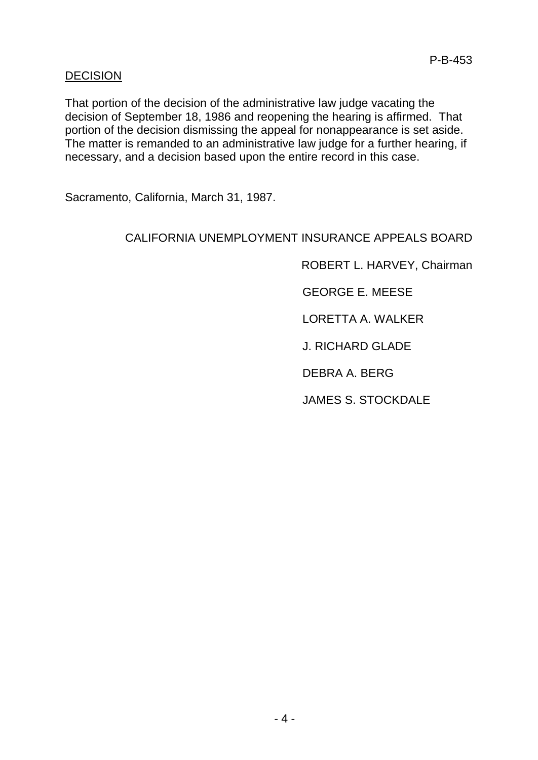## DECISION

That portion of the decision of the administrative law judge vacating the decision of September 18, 1986 and reopening the hearing is affirmed. That portion of the decision dismissing the appeal for nonappearance is set aside. The matter is remanded to an administrative law judge for a further hearing, if necessary, and a decision based upon the entire record in this case.

Sacramento, California, March 31, 1987.

CALIFORNIA UNEMPLOYMENT INSURANCE APPEALS BOARD

ROBERT L. HARVEY, Chairman

GEORGE E. MEESE

LORETTA A. WALKER

J. RICHARD GLADE

DEBRA A. BERG

JAMES S. STOCKDALE